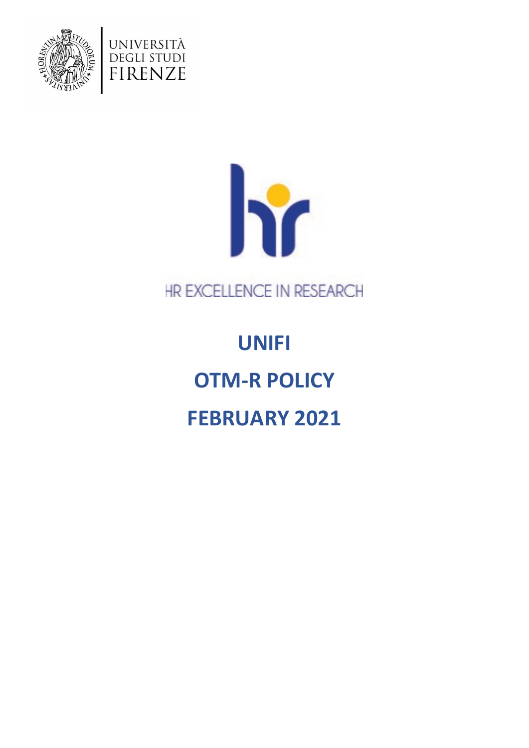UNIVERSITÀ DEGLI STUDI FIRENZE

HR EXCELLENCE IN RESEARCH

# UNIFI

# OTM-R POLICY

# FEBRUARY 2021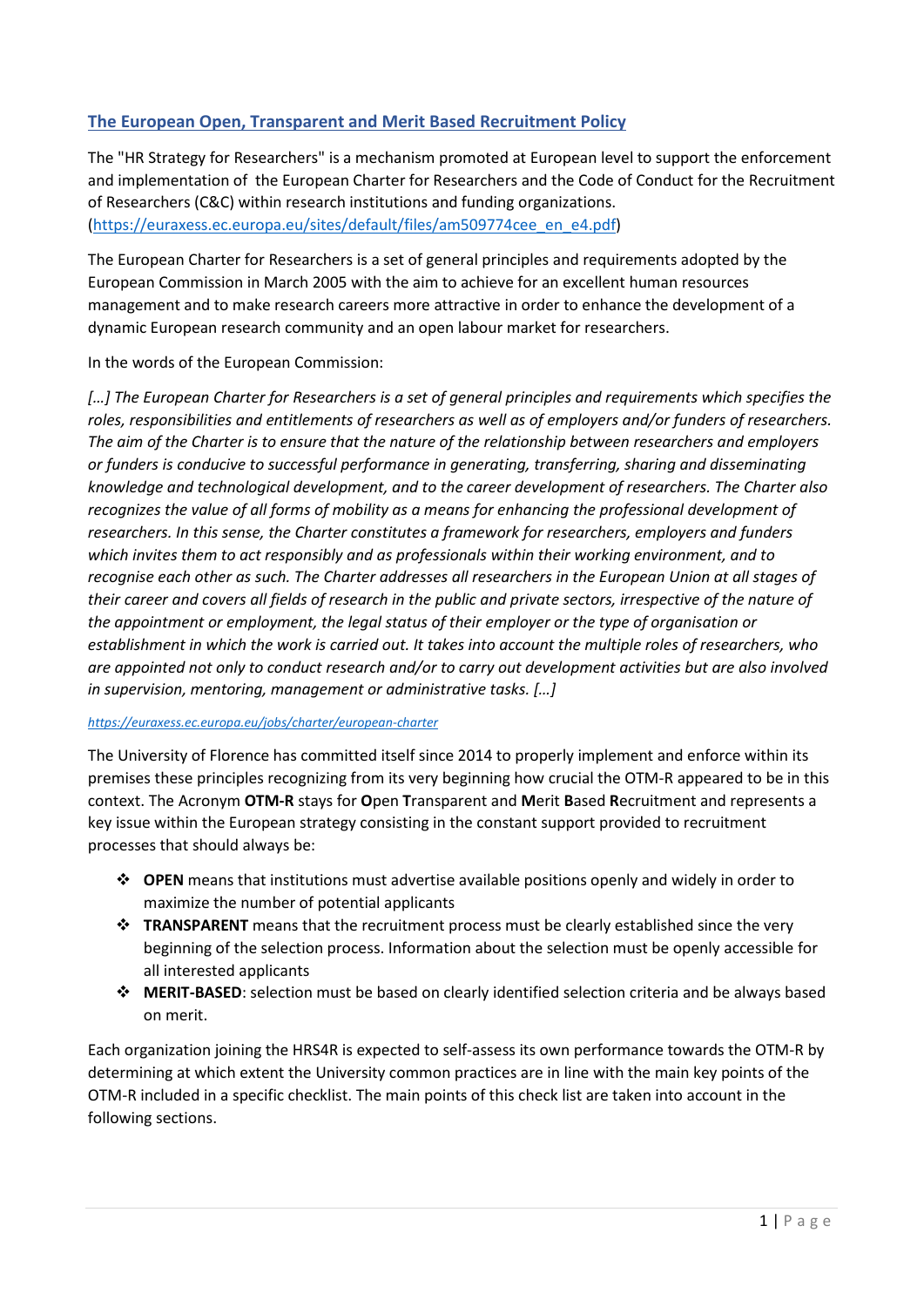## [The European Open, Transparent and Merit Based Recruitment Policy]()

The "HR Strategy for Researchers" is a mechanism promoted at European level to support the enforcement and implementation of the European Charter for Researchers and the Code of Conduct for the Recruitment of Researchers (C&C) within research institutions and funding organizations. ([https://euraxess.ec.europa.eu/sites/default/files/am509774cee_en_e4.pdf](https://euraxess.ec.europa.eu/sites/default/files/am509774cee_en_e4.pdf))

The European Charter for Researchers is a set of general principles and requirements adopted by the European Commission in March 2005 with the aim to achieve for an excellent human resources management and to make research careers more attractive in order to enhance the development of a dynamic European research community and an open labour market for researchers.

In the words of the European Commission:

*[…] The European Charter for Researchers is a set of general principles and requirements which specifies the roles, responsibilities and entitlements of researchers as well as of employers and/or funders of researchers. The aim of the Charter is to ensure that the nature of the relationship between researchers and employers or funders is conducive to successful performance in generating, transferring, sharing and disseminating knowledge and technological development, and to the career development of researchers. The Charter also recognizes the value of all forms of mobility as a means for enhancing the professional development of researchers. In this sense, the Charter constitutes a framework for researchers, employers and funders which invites them to act responsibly and as professionals within their working environment, and to recognise each other as such. The Charter addresses all researchers in the European Union at all stages of their career and covers all fields of research in the public and private sectors, irrespective of the nature of the appointment or employment, the legal status of their employer or the type of organisation or establishment in which the work is carried out. It takes into account the multiple roles of researchers, who are appointed not only to conduct research and/or to carry out development activities but are also involved in supervision, mentoring, management or administrative tasks. […]*

*[https://euraxess.ec.europa.eu/jobs/charter/european-charter](https://euraxess.ec.europa.eu/jobs/charter/european-charter)*

The University of Florence has committed itself since 2014 to properly implement and enforce within its premises these principles recognizing from its very beginning how crucial the OTM-R appeared to be in this context. The Acronym **OTM-R** stays for **O**pen **T**ransparent and **M**erit **B**ased **R**ecruitment and represents a key issue within the European strategy consisting in the constant support provided to recruitment processes that should always be:

- **OPEN** means that institutions must advertise available positions openly and widely in order to maximize the number of potential applicants
- **TRANSPARENT** means that the recruitment process must be clearly established since the very beginning of the selection process. Information about the selection must be openly accessible for all interested applicants
- **MERIT-BASED**: selection must be based on clearly identified selection criteria and be always based on merit.

Each organization joining the HRS4R is expected to self-assess its own performance towards the OTM-R by determining at which extent the University common practices are in line with the main key points of the OTM-R included in a specific checklist. The main points of this check list are taken into account in the following sections.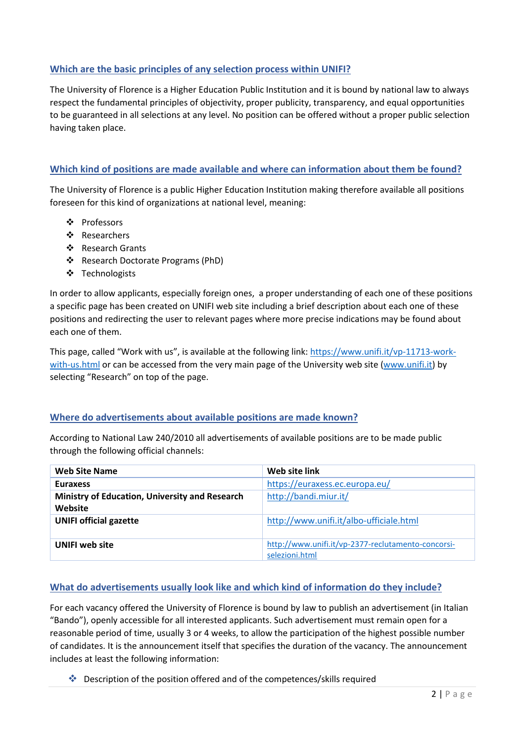## Which are the basic principles of any selection process within UNIFI?

The University of Florence is a Higher Education Public Institution and it is bound by national law to always respect the fundamental principles of objectivity, proper publicity, transparency, and equal opportunities to be guaranteed in all selections at any level. No position can be offered without a proper public selection having taken place.

## Which kind of positions are made available and where can information about them be found?

The University of Florence is a public Higher Education Institution making therefore available all positions foreseen for this kind of organizations at national level, meaning:

- Professors
- Researchers
- Research Grants
- Research Doctorate Programs (PhD)
- Technologists

In order to allow applicants, especially foreign ones, a proper understanding of each one of these positions a specific page has been created on UNIFI web site including a brief description about each one of these positions and redirecting the user to relevant pages where more precise indications may be found about each one of them.

This page, called "Work with us", is available at the following link: https://www.unifi.it/vp-11713-work-with-us.html or can be accessed from the very main page of the University web site (www.unifi.it) by selecting "Research" on top of the page.

## Where do advertisements about available positions are made known?

According to National Law 240/2010 all advertisements of available positions are to be made public through the following official channels:

| Web Site Name | Web site link |
| --- | --- |
| **Euraxess** | https://euraxess.ec.europa.eu/ |
| **Ministry of Education, University and Research Website** | http://bandi.miur.it/ |
| **UNIFI official gazette** | http://www.unifi.it/albo-ufficiale.html |
| **UNIFI web site** | http://www.unifi.it/vp-2377-reclutamento-concorsi-selezioni.html |

## What do advertisements usually look like and which kind of information do they include?

For each vacancy offered the University of Florence is bound by law to publish an advertisement (in Italian "Bando"), openly accessible for all interested applicants. Such advertisement must remain open for a reasonable period of time, usually 3 or 4 weeks, to allow the participation of the highest possible number of candidates. It is the announcement itself that specifies the duration of the vacancy. The announcement includes at least the following information:

- Description of the position offered and of the competences/skills required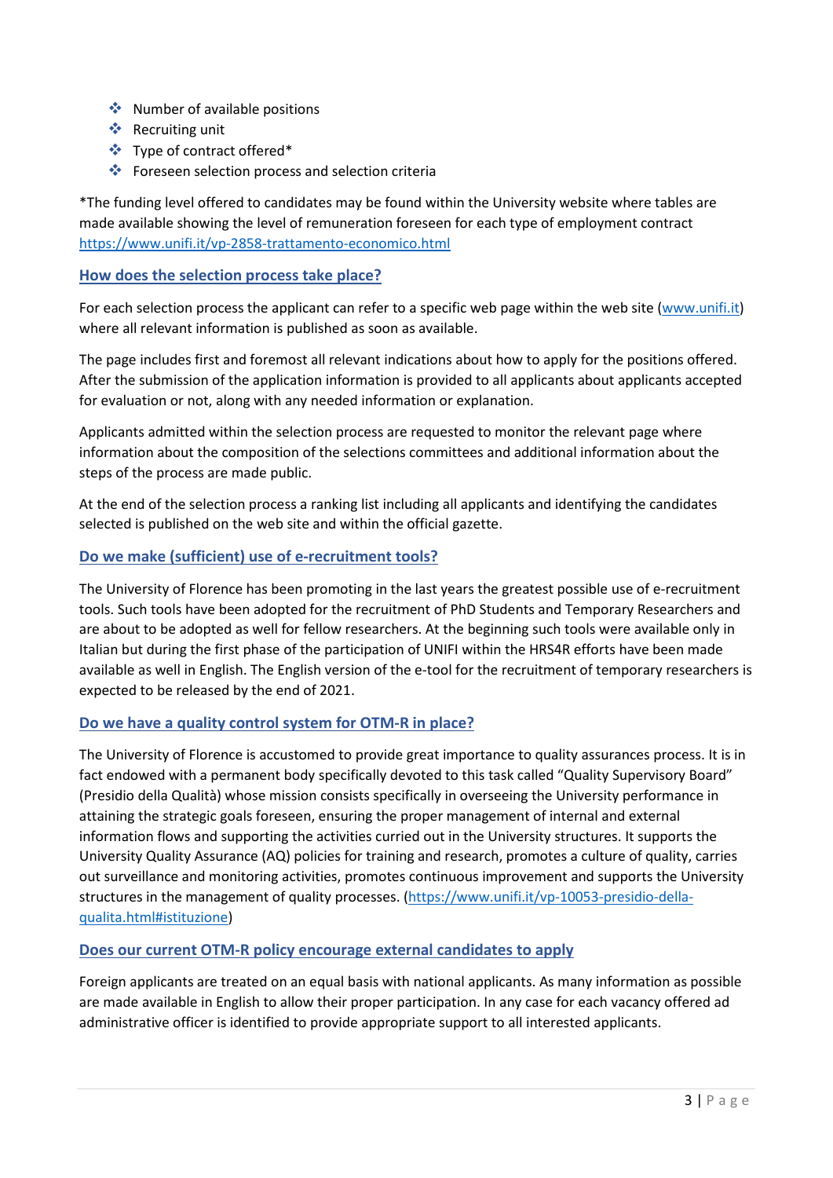- Number of available positions
- Recruiting unit
- Type of contract offered*
- Foreseen selection process and selection criteria

*The funding level offered to candidates may be found within the University website where tables are made available showing the level of remuneration foreseen for each type of employment contract https://www.unifi.it/vp-2858-trattamento-economico.html

## How does the selection process take place?

For each selection process the applicant can refer to a specific web page within the web site (www.unifi.it) where all relevant information is published as soon as available.

The page includes first and foremost all relevant indications about how to apply for the positions offered. After the submission of the application information is provided to all applicants about applicants accepted for evaluation or not, along with any needed information or explanation.

Applicants admitted within the selection process are requested to monitor the relevant page where information about the composition of the selections committees and additional information about the steps of the process are made public.

At the end of the selection process a ranking list including all applicants and identifying the candidates selected is published on the web site and within the official gazette.

## Do we make (sufficient) use of e-recruitment tools?

The University of Florence has been promoting in the last years the greatest possible use of e-recruitment tools. Such tools have been adopted for the recruitment of PhD Students and Temporary Researchers and are about to be adopted as well for fellow researchers. At the beginning such tools were available only in Italian but during the first phase of the participation of UNIFI within the HRS4R efforts have been made available as well in English. The English version of the e-tool for the recruitment of temporary researchers is expected to be released by the end of 2021.

## Do we have a quality control system for OTM-R in place?

The University of Florence is accustomed to provide great importance to quality assurances process. It is in fact endowed with a permanent body specifically devoted to this task called "Quality Supervisory Board" (Presidio della Qualità) whose mission consists specifically in overseeing the University performance in attaining the strategic goals foreseen, ensuring the proper management of internal and external information flows and supporting the activities curried out in the University structures. It supports the University Quality Assurance (AQ) policies for training and research, promotes a culture of quality, carries out surveillance and monitoring activities, promotes continuous improvement and supports the University structures in the management of quality processes. (https://www.unifi.it/vp-10053-presidio-della-qualita.html#istituzione)

## Does our current OTM-R policy encourage external candidates to apply

Foreign applicants are treated on an equal basis with national applicants. As many information as possible are made available in English to allow their proper participation. In any case for each vacancy offered ad administrative officer is identified to provide appropriate support to all interested applicants.